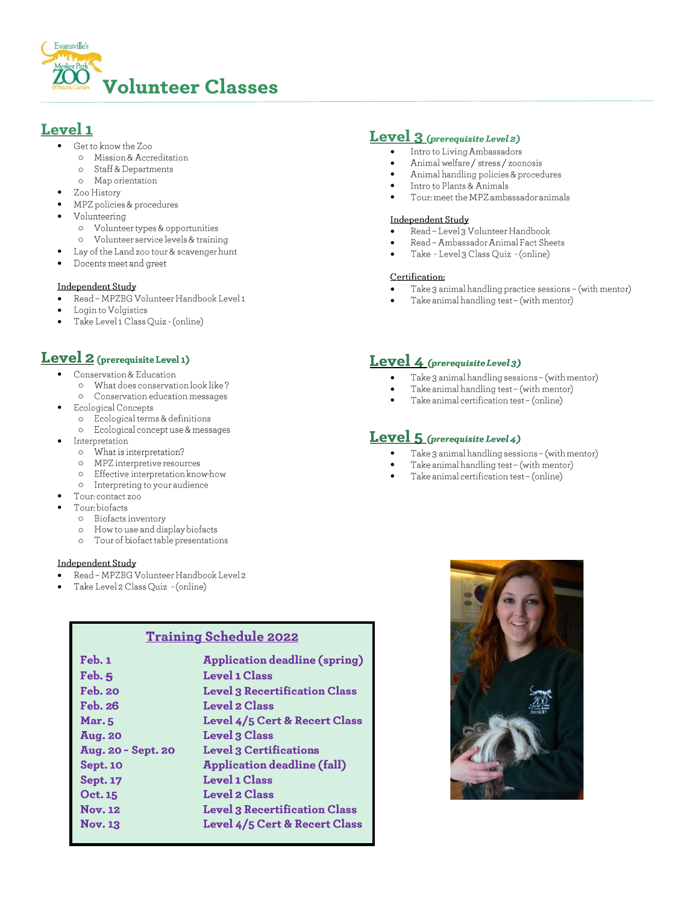# Volunteer Classes

## Level 1

- Get to know the Zoo
  - Mission & Accreditation
  - Staff & Departments
  - Map orientation
- Zoo History
- MPZ policies & procedures
- Volunteering
  - Volunteer types & opportunities
  - Volunteer service levels & training
- Lay of the Land zoo tour & scavenger hunt
- Docents meet and greet

Independent Study

- Read – MPZBG Volunteer Handbook Level 1
- Login to Volgistics
- Take Level 1 Class Quiz - (online)

## Level 2 (prerequisite Level 1)

- Conservation & Education
  - What does conservation look like?
  - Conservation education messages
- Ecological Concepts
  - Ecological terms & definitions
  - Ecological concept use & messages
- Interpretation
  - What is interpretation?
  - MPZ interpretive resources
  - Effective interpretation know-how
  - Interpreting to your audience
- Tour: contact zoo
- Tour: biofacts
  - Biofacts inventory
  - How to use and display biofacts
  - Tour of biofact table presentations

Independent Study

- Read – MPZBG Volunteer Handbook Level 2
- Take Level 2 Class Quiz - (online)

## Level 3 *(prerequisite Level 2)*

- Intro to Living Ambassadors
- Animal welfare / stress / zoonosis
- Animal handling policies & procedures
- Intro to Plants & Animals
- Tour: meet the MPZ ambassador animals

Independent Study

- Read – Level 3 Volunteer Handbook
- Read – Ambassador Animal Fact Sheets
- Take - Level 3 Class Quiz - (online)

Certification:

- Take 3 animal handling practice sessions – (with mentor)
- Take animal handling test – (with mentor)

## Level 4 *(prerequisite Level 3)*

- Take 3 animal handling sessions – (with mentor)
- Take animal handling test – (with mentor)
- Take animal certification test – (online)

## Level 5 *(prerequisite Level 4)*

- Take 3 animal handling sessions – (with mentor)
- Take animal handling test – (with mentor)
- Take animal certification test – (online)

### Training Schedule 2022

| Date | Event |
|---|---|
| Feb. 1 | Application deadline (spring) |
| Feb. 5 | Level 1 Class |
| Feb. 20 | Level 3 Recertification Class |
| Feb. 26 | Level 2 Class |
| Mar. 5 | Level 4/5 Cert & Recert Class |
| Aug. 20 | Level 3 Class |
| Aug. 20 - Sept. 20 | Level 3 Certifications |
| Sept. 10 | Application deadline (fall) |
| Sept. 17 | Level 1 Class |
| Oct. 15 | Level 2 Class |
| Nov. 12 | Level 3 Recertification Class |
| Nov. 13 | Level 4/5 Cert & Recert Class |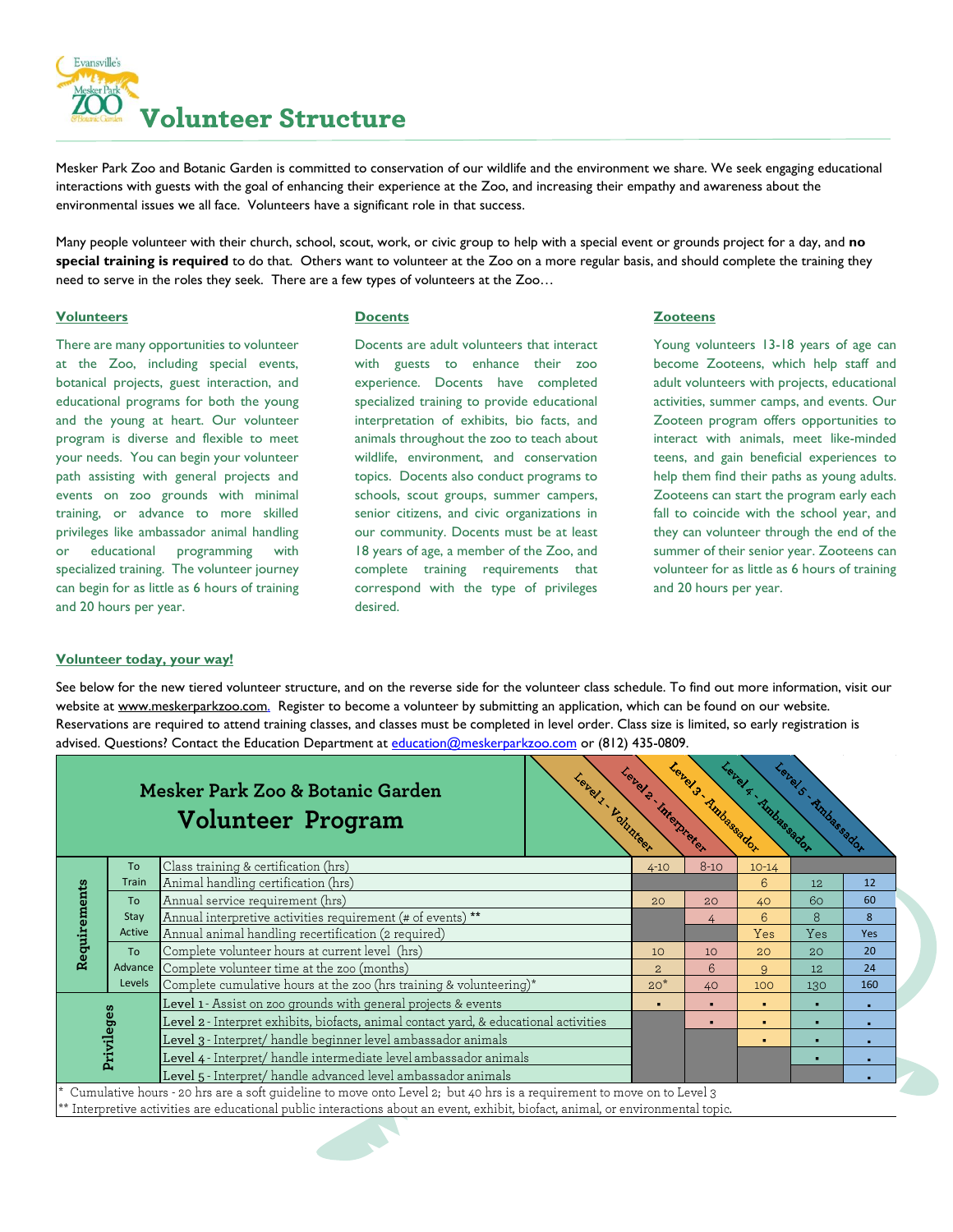# Volunteer Structure

Mesker Park Zoo and Botanic Garden is committed to conservation of our wildlife and the environment we share. We seek engaging educational interactions with guests with the goal of enhancing their experience at the Zoo, and increasing their empathy and awareness about the environmental issues we all face. Volunteers have a significant role in that success.

Many people volunteer with their church, school, scout, work, or civic group to help with a special event or grounds project for a day, and **no special training is required** to do that. Others want to volunteer at the Zoo on a more regular basis, and should complete the training they need to serve in the roles they seek. There are a few types of volunteers at the Zoo…

## Volunteers

There are many opportunities to volunteer at the Zoo, including special events, botanical projects, guest interaction, and educational programs for both the young and the young at heart. Our volunteer program is diverse and flexible to meet your needs. You can begin your volunteer path assisting with general projects and events on zoo grounds with minimal training, or advance to more skilled privileges like ambassador animal handling or educational programming with specialized training. The volunteer journey can begin for as little as 6 hours of training and 20 hours per year.

## Docents

Docents are adult volunteers that interact with guests to enhance their zoo experience. Docents have completed specialized training to provide educational interpretation of exhibits, bio facts, and animals throughout the zoo to teach about wildlife, environment, and conservation topics. Docents also conduct programs to schools, scout groups, summer campers, senior citizens, and civic organizations in our community. Docents must be at least 18 years of age, a member of the Zoo, and complete training requirements that correspond with the type of privileges desired.

## Zooteens

Young volunteers 13-18 years of age can become Zooteens, which help staff and adult volunteers with projects, educational activities, summer camps, and events. Our Zooteen program offers opportunities to interact with animals, meet like-minded teens, and gain beneficial experiences to help them find their paths as young adults. Zooteens can start the program early each fall to coincide with the school year, and they can volunteer through the end of the summer of their senior year. Zooteens can volunteer for as little as 6 hours of training and 20 hours per year.

## Volunteer today, your way!

See below for the new tiered volunteer structure, and on the reverse side for the volunteer class schedule. To find out more information, visit our website at www.meskerparkzoo.com. Register to become a volunteer by submitting an application, which can be found on our website. Reservations are required to attend training classes, and classes must be completed in level order. Class size is limited, so early registration is advised. Questions? Contact the Education Department at education@meskerparkzoo.com or (812) 435-0809.

### Mesker Park Zoo & Botanic Garden Volunteer Program

| | | | Level 1 - Volunteer | Level 2 - Interpreter | Level 3 - Ambassador | Level 4 - Ambassador | Level 5 - Ambassador |
|---|---|---|---|---|---|---|---|
| Requirements | To Train | Class training & certification (hrs) | 4-10 | 8-10 | 10-14 | | |
| | | Animal handling certification (hrs) | | | 6 | 12 | 12 |
| | To Stay Active | Annual service requirement (hrs) | 20 | 20 | 40 | 60 | 60 |
| | | Annual interpretive activities requirement (# of events) ** | | 4 | 6 | 8 | 8 |
| | | Annual animal handling recertification (2 required) | | | Yes | Yes | Yes |
| | To Advance Levels | Complete volunteer hours at current level (hrs) | 10 | 10 | 20 | 20 | 20 |
| | | Complete volunteer time at the zoo (months) | 2 | 6 | 9 | 12 | 24 |
| | | Complete cumulative hours at the zoo (hrs training & volunteering)* | 20* | 40 | 100 | 130 | 160 |
| Privileges | | Level 1 - Assist on zoo grounds with general projects & events | ▪ | ▪ | ▪ | ▪ | ▪ |
| | | Level 2 - Interpret exhibits, biofacts, animal contact yard, & educational activities | | ▪ | ▪ | ▪ | ▪ |
| | | Level 3 - Interpret/ handle beginner level ambassador animals | | | ▪ | ▪ | ▪ |
| | | Level 4 - Interpret/ handle intermediate level ambassador animals | | | | ▪ | ▪ |
| | | Level 5 - Interpret/ handle advanced level ambassador animals | | | | | ▪ |

\* Cumulative hours - 20 hrs are a soft guideline to move onto Level 2; but 40 hrs is a requirement to move on to Level 3

** Interpretive activities are educational public interactions about an event, exhibit, biofact, animal, or environmental topic.